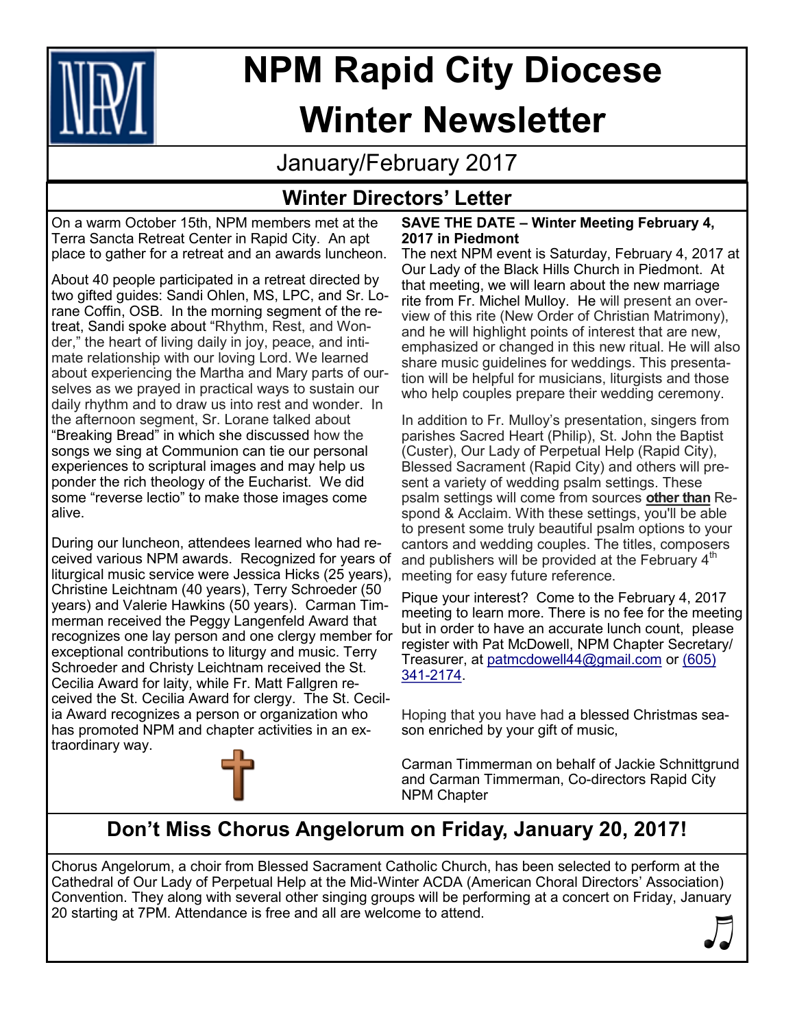# NPM Rapid City Diocese Winter Newsletter

January/February 2017

## Winter Directors' Letter

On a warm October 15th, NPM members met at the Terra Sancta Retreat Center in Rapid City. An apt place to gather for a retreat and an awards luncheon.

About 40 people participated in a retreat directed by two gifted guides: Sandi Ohlen, MS, LPC, and Sr. Lorane Coffin, OSB. In the morning segment of the retreat, Sandi spoke about "Rhythm, Rest, and Wonder," the heart of living daily in joy, peace, and intimate relationship with our loving Lord. We learned about experiencing the Martha and Mary parts of ourselves as we prayed in practical ways to sustain our daily rhythm and to draw us into rest and wonder. In the afternoon segment, Sr. Lorane talked about "Breaking Bread" in which she discussed how the songs we sing at Communion can tie our personal experiences to scriptural images and may help us ponder the rich theology of the Eucharist. We did some "reverse lectio" to make those images come alive.

During our luncheon, attendees learned who had received various NPM awards. Recognized for years of liturgical music service were Jessica Hicks (25 years), Christine Leichtnam (40 years), Terry Schroeder (50 years) and Valerie Hawkins (50 years). Carman Timmerman received the Peggy Langenfeld Award that recognizes one lay person and one clergy member for exceptional contributions to liturgy and music. Terry Schroeder and Christy Leichtnam received the St. Cecilia Award for laity, while Fr. Matt Fallgren received the St. Cecilia Award for clergy. The St. Cecilia Award recognizes a person or organization who has promoted NPM and chapter activities in an extraordinary way.

**SAVE THE DATE – Winter Meeting February 4, 2017 in Piedmont**

The next NPM event is Saturday, February 4, 2017 at Our Lady of the Black Hills Church in Piedmont. At that meeting, we will learn about the new marriage rite from Fr. Michel Mulloy. He will present an overview of this rite (New Order of Christian Matrimony), and he will highlight points of interest that are new, emphasized or changed in this new ritual. He will also share music guidelines for weddings. This presentation will be helpful for musicians, liturgists and those who help couples prepare their wedding ceremony.

In addition to Fr. Mulloy's presentation, singers from parishes Sacred Heart (Philip), St. John the Baptist (Custer), Our Lady of Perpetual Help (Rapid City), Blessed Sacrament (Rapid City) and others will present a variety of wedding psalm settings. These psalm settings will come from sources **other than** Respond & Acclaim. With these settings, you'll be able to present some truly beautiful psalm options to your cantors and wedding couples. The titles, composers and publishers will be provided at the February 4th meeting for easy future reference.

Pique your interest? Come to the February 4, 2017 meeting to learn more. There is no fee for the meeting but in order to have an accurate lunch count, please register with Pat McDowell, NPM Chapter Secretary/Treasurer, at patmcdowell44@gmail.com or (605) 341-2174.

Hoping that you have had a blessed Christmas season enriched by your gift of music,

Carman Timmerman on behalf of Jackie Schnittgrund and Carman Timmerman, Co-directors Rapid City NPM Chapter

## Don't Miss Chorus Angelorum on Friday, January 20, 2017!

Chorus Angelorum, a choir from Blessed Sacrament Catholic Church, has been selected to perform at the Cathedral of Our Lady of Perpetual Help at the Mid-Winter ACDA (American Choral Directors' Association) Convention. They along with several other singing groups will be performing at a concert on Friday, January 20 starting at 7PM. Attendance is free and all are welcome to attend.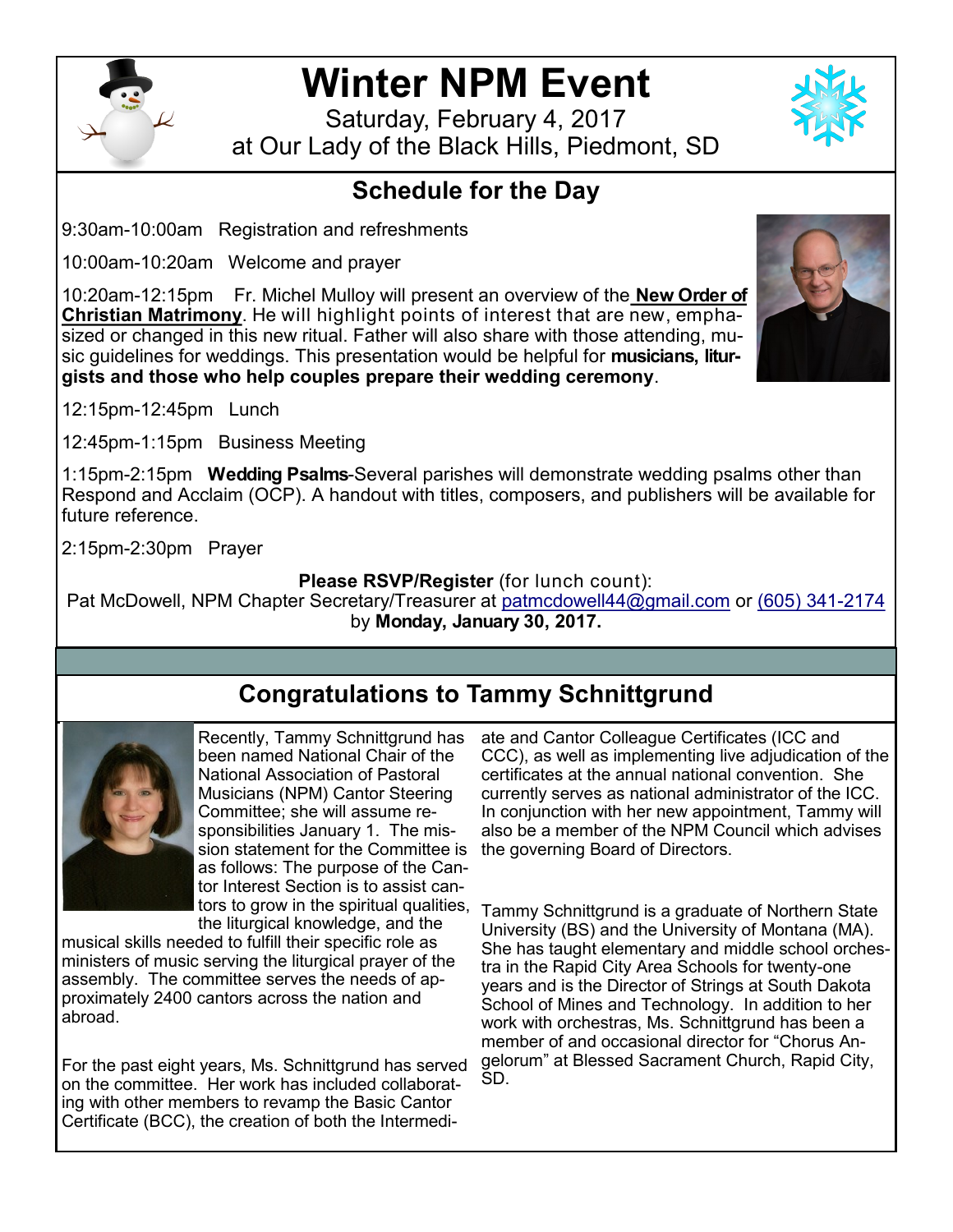# Winter NPM Event

Saturday, February 4, 2017
at Our Lady of the Black Hills, Piedmont, SD

## Schedule for the Day

9:30am-10:00am Registration and refreshments

10:00am-10:20am Welcome and prayer

10:20am-12:15pm Fr. Michel Mulloy will present an overview of the **New Order of Christian Matrimony**. He will highlight points of interest that are new, emphasized or changed in this new ritual. Father will also share with those attending, music guidelines for weddings. This presentation would be helpful for **musicians, liturgists and those who help couples prepare their wedding ceremony**.

12:15pm-12:45pm Lunch

12:45pm-1:15pm Business Meeting

1:15pm-2:15pm **Wedding Psalms**-Several parishes will demonstrate wedding psalms other than Respond and Acclaim (OCP). A handout with titles, composers, and publishers will be available for future reference.

2:15pm-2:30pm Prayer

**Please RSVP/Register** (for lunch count):
Pat McDowell, NPM Chapter Secretary/Treasurer at patmcdowell44@gmail.com or (605) 341-2174 by **Monday, January 30, 2017.**

## Congratulations to Tammy Schnittgrund

Recently, Tammy Schnittgrund has been named National Chair of the National Association of Pastoral Musicians (NPM) Cantor Steering Committee; she will assume responsibilities January 1. The mission statement for the Committee is as follows: The purpose of the Cantor Interest Section is to assist cantors to grow in the spiritual qualities, the liturgical knowledge, and the musical skills needed to fulfill their specific role as ministers of music serving the liturgical prayer of the assembly. The committee serves the needs of approximately 2400 cantors across the nation and abroad.

For the past eight years, Ms. Schnittgrund has served on the committee. Her work has included collaborating with other members to revamp the Basic Cantor Certificate (BCC), the creation of both the Intermediate and Cantor Colleague Certificates (ICC and CCC), as well as implementing live adjudication of the certificates at the annual national convention. She currently serves as national administrator of the ICC. In conjunction with her new appointment, Tammy will also be a member of the NPM Council which advises the governing Board of Directors.

Tammy Schnittgrund is a graduate of Northern State University (BS) and the University of Montana (MA). She has taught elementary and middle school orchestra in the Rapid City Area Schools for twenty-one years and is the Director of Strings at South Dakota School of Mines and Technology. In addition to her work with orchestras, Ms. Schnittgrund has been a member of and occasional director for "Chorus Angelorum" at Blessed Sacrament Church, Rapid City, SD.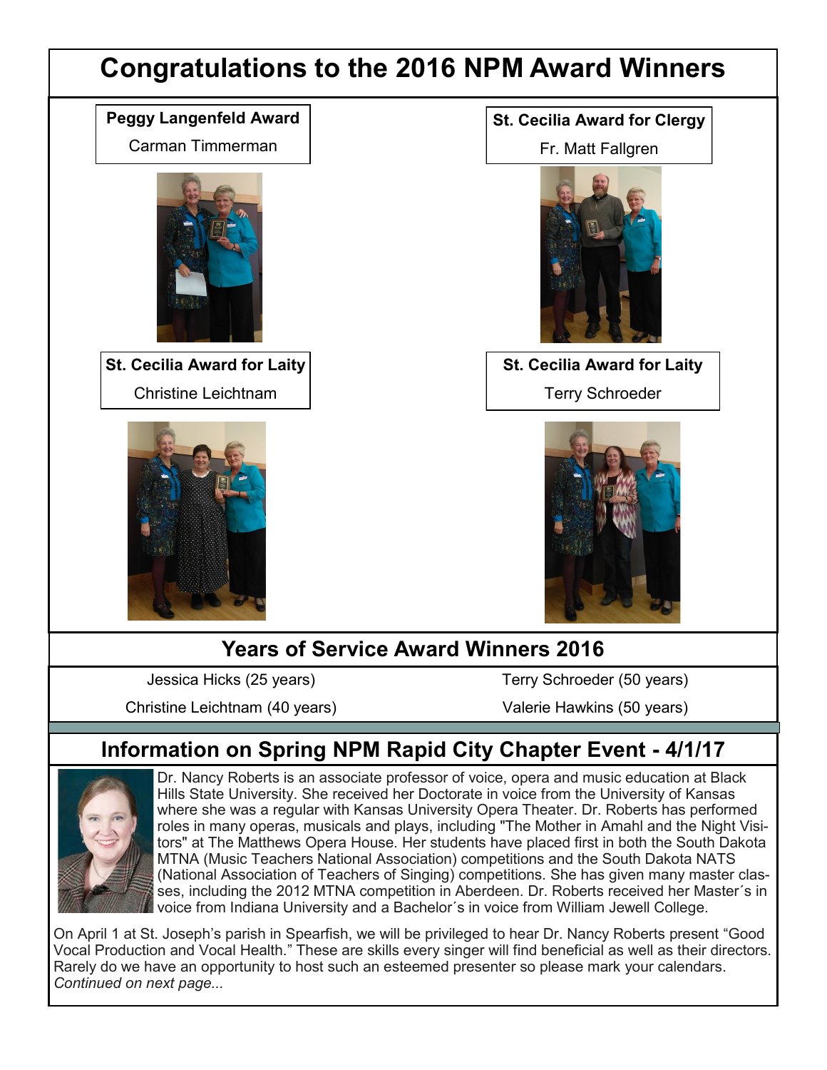# Congratulations to the 2016 NPM Award Winners

**Peggy Langenfeld Award**

Carman Timmerman

**St. Cecilia Award for Clergy**

Fr. Matt Fallgren

**St. Cecilia Award for Laity**

Christine Leichtnam

**St. Cecilia Award for Laity**

Terry Schroeder

## Years of Service Award Winners 2016

Jessica Hicks (25 years)

Christine Leichtnam (40 years)

Terry Schroeder (50 years)

Valerie Hawkins (50 years)

## Information on Spring NPM Rapid City Chapter Event - 4/1/17

Dr. Nancy Roberts is an associate professor of voice, opera and music education at Black Hills State University. She received her Doctorate in voice from the University of Kansas where she was a regular with Kansas University Opera Theater. Dr. Roberts has performed roles in many operas, musicals and plays, including "The Mother in Amahl and the Night Visitors" at The Matthews Opera House. Her students have placed first in both the South Dakota MTNA (Music Teachers National Association) competitions and the South Dakota NATS (National Association of Teachers of Singing) competitions. She has given many master classes, including the 2012 MTNA competition in Aberdeen. Dr. Roberts received her Master´s in voice from Indiana University and a Bachelor´s in voice from William Jewell College.

On April 1 at St. Joseph's parish in Spearfish, we will be privileged to hear Dr. Nancy Roberts present "Good Vocal Production and Vocal Health." These are skills every singer will find beneficial as well as their directors. Rarely do we have an opportunity to host such an esteemed presenter so please mark your calendars.

*Continued on next page...*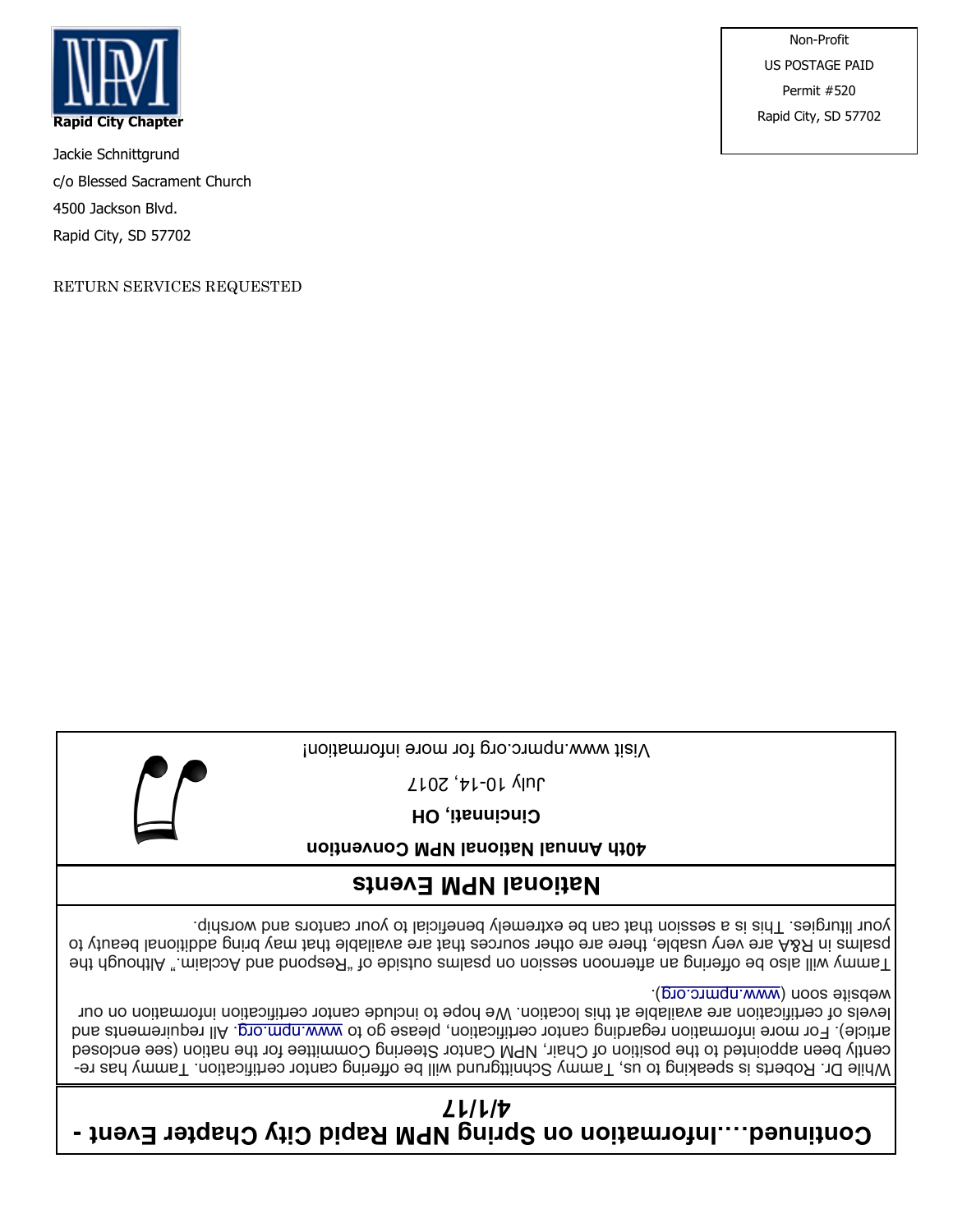Rapid City Chapter

Jackie Schnittgrund

c/o Blessed Sacrament Church

4500 Jackson Blvd.

Rapid City, SD 57702

RETURN SERVICES REQUESTED

Non-Profit

US POSTAGE PAID

Permit #520

Rapid City, SD 57702

## Continued....Information on Spring NPM Rapid City Chapter Event - 4/1/17

While Dr. Roberts is speaking to us, Tammy Schnittgrund will be offering cantor certification. Tammy has recently been appointed to the position of Chair, NPM Cantor Steering Committee for the nation (see enclosed article). For more information regarding cantor certification, please go to www.npm.org. All requirements and levels of certification are available at this location. We hope to include cantor certification information on our website soon (www.npmrc.org).

Tammy will also be offering an afternoon session on psalms outside of "Respond and Acclaim." Although the psalms in R&A are very usable, there are other sources that are available that may bring additional beauty to your liturgies. This is a session that can be extremely beneficial to your cantors and worship.

## National NPM Events

**40th Annual National NPM Convention**

**Cincinnati, OH**

July 10-14, 2017

Visit www.npmrc.org for more information!